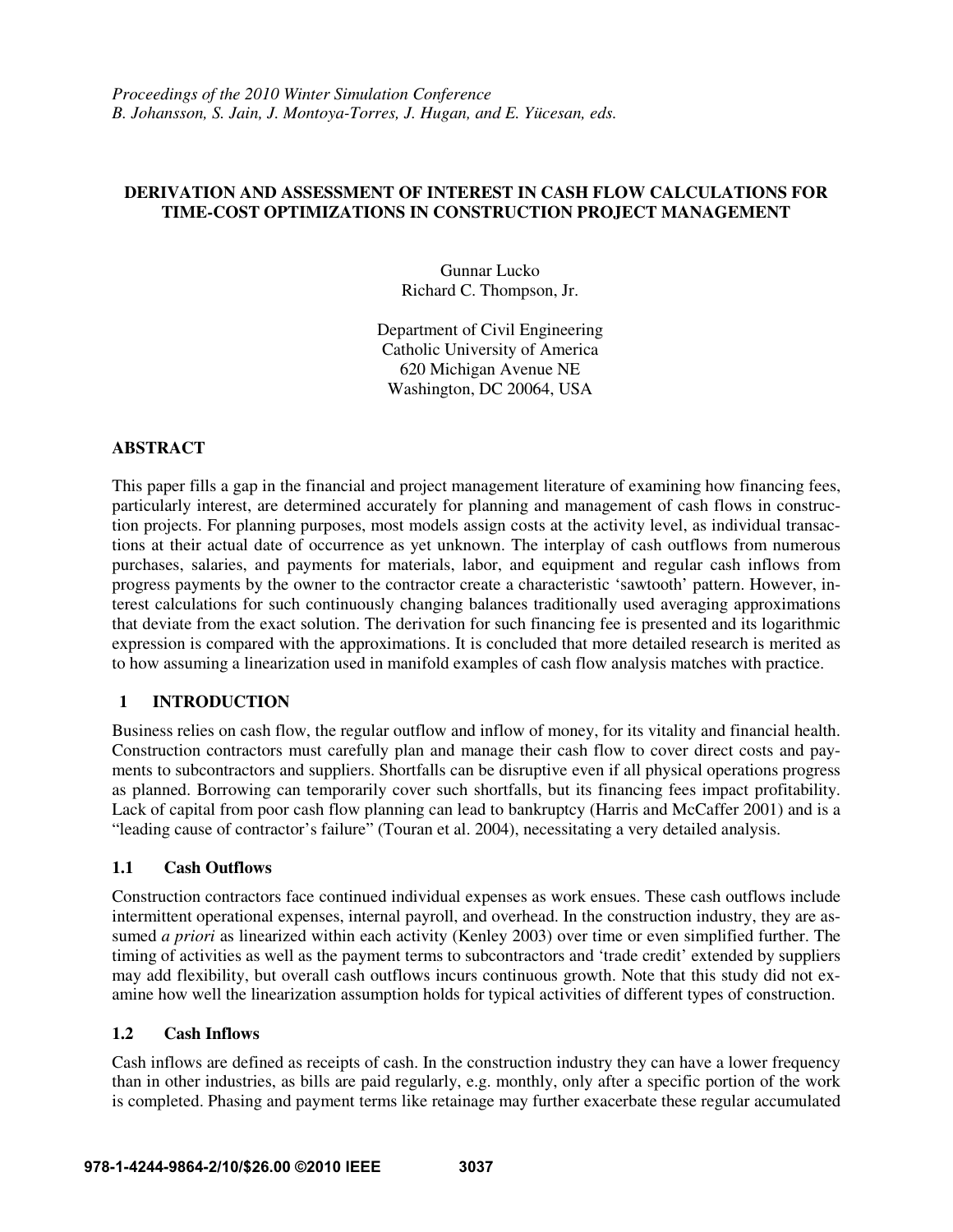*Proceedings of the 2010 Winter Simulation Conference*
*B. Johansson, S. Jain, J. Montoya-Torres, J. Hugan, and E. Yücesan, eds.*

# DERIVATION AND ASSESSMENT OF INTEREST IN CASH FLOW CALCULATIONS FOR TIME-COST OPTIMIZATIONS IN CONSTRUCTION PROJECT MANAGEMENT

Gunnar Lucko
Richard C. Thompson, Jr.

Department of Civil Engineering
Catholic University of America
620 Michigan Avenue NE
Washington, DC 20064, USA

## ABSTRACT

This paper fills a gap in the financial and project management literature of examining how financing fees, particularly interest, are determined accurately for planning and management of cash flows in construction projects. For planning purposes, most models assign costs at the activity level, as individual transactions at their actual date of occurrence as yet unknown. The interplay of cash outflows from numerous purchases, salaries, and payments for materials, labor, and equipment and regular cash inflows from progress payments by the owner to the contractor create a characteristic 'sawtooth' pattern. However, interest calculations for such continuously changing balances traditionally used averaging approximations that deviate from the exact solution. The derivation for such financing fee is presented and its logarithmic expression is compared with the approximations. It is concluded that more detailed research is merited as to how assuming a linearization used in manifold examples of cash flow analysis matches with practice.

## 1 INTRODUCTION

Business relies on cash flow, the regular outflow and inflow of money, for its vitality and financial health. Construction contractors must carefully plan and manage their cash flow to cover direct costs and payments to subcontractors and suppliers. Shortfalls can be disruptive even if all physical operations progress as planned. Borrowing can temporarily cover such shortfalls, but its financing fees impact profitability. Lack of capital from poor cash flow planning can lead to bankruptcy (Harris and McCaffer 2001) and is a "leading cause of contractor's failure" (Touran et al. 2004), necessitating a very detailed analysis.

### 1.1 Cash Outflows

Construction contractors face continued individual expenses as work ensues. These cash outflows include intermittent operational expenses, internal payroll, and overhead. In the construction industry, they are assumed *a priori* as linearized within each activity (Kenley 2003) over time or even simplified further. The timing of activities as well as the payment terms to subcontractors and 'trade credit' extended by suppliers may add flexibility, but overall cash outflows incurs continuous growth. Note that this study did not examine how well the linearization assumption holds for typical activities of different types of construction.

### 1.2 Cash Inflows

Cash inflows are defined as receipts of cash. In the construction industry they can have a lower frequency than in other industries, as bills are paid regularly, e.g. monthly, only after a specific portion of the work is completed. Phasing and payment terms like retainage may further exacerbate these regular accumulated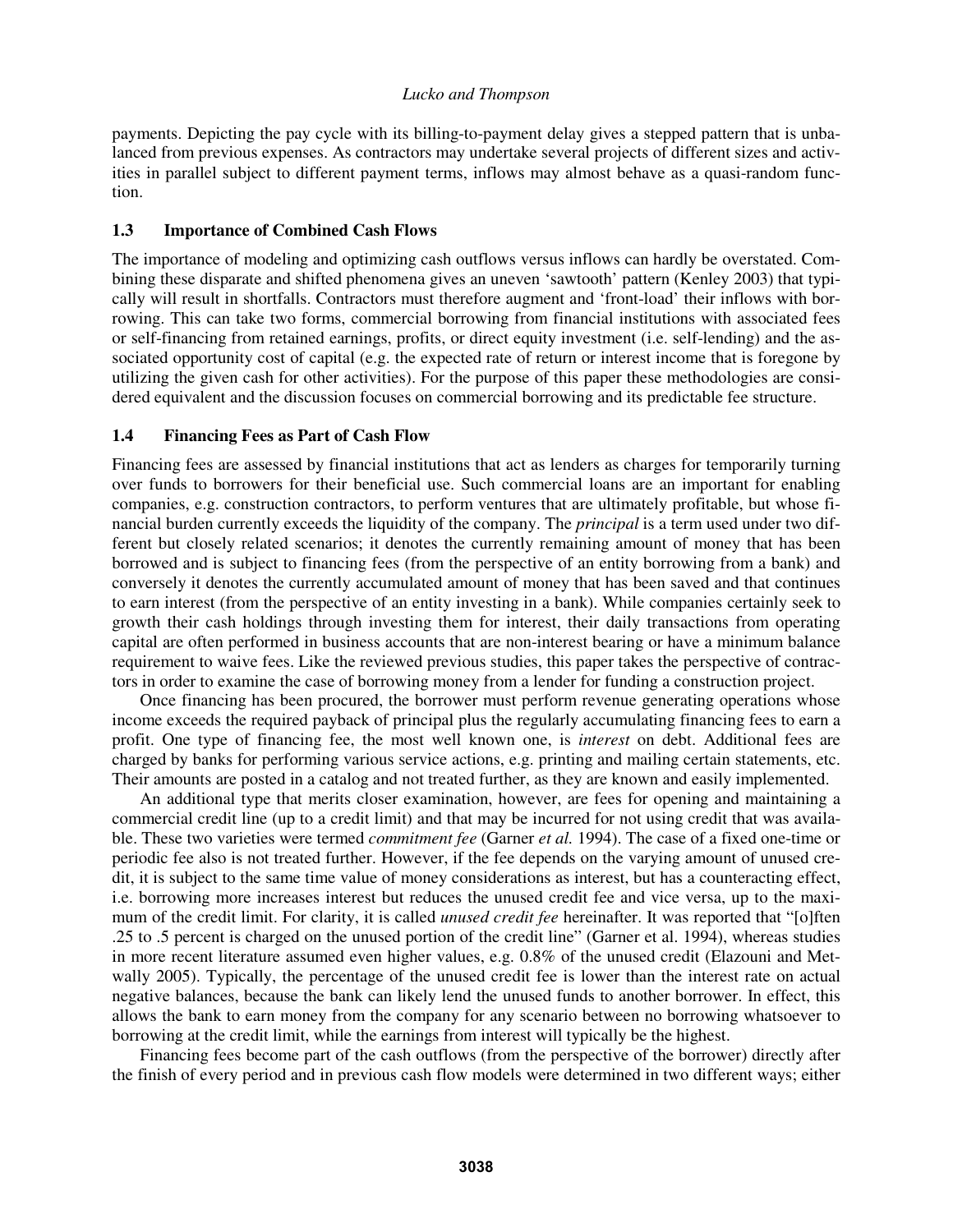payments. Depicting the pay cycle with its billing-to-payment delay gives a stepped pattern that is unbalanced from previous expenses. As contractors may undertake several projects of different sizes and activities in parallel subject to different payment terms, inflows may almost behave as a quasi-random function.

### 1.3 Importance of Combined Cash Flows

The importance of modeling and optimizing cash outflows versus inflows can hardly be overstated. Combining these disparate and shifted phenomena gives an uneven 'sawtooth' pattern (Kenley 2003) that typically will result in shortfalls. Contractors must therefore augment and 'front-load' their inflows with borrowing. This can take two forms, commercial borrowing from financial institutions with associated fees or self-financing from retained earnings, profits, or direct equity investment (i.e. self-lending) and the associated opportunity cost of capital (e.g. the expected rate of return or interest income that is foregone by utilizing the given cash for other activities). For the purpose of this paper these methodologies are considered equivalent and the discussion focuses on commercial borrowing and its predictable fee structure.

### 1.4 Financing Fees as Part of Cash Flow

Financing fees are assessed by financial institutions that act as lenders as charges for temporarily turning over funds to borrowers for their beneficial use. Such commercial loans are an important for enabling companies, e.g. construction contractors, to perform ventures that are ultimately profitable, but whose financial burden currently exceeds the liquidity of the company. The *principal* is a term used under two different but closely related scenarios; it denotes the currently remaining amount of money that has been borrowed and is subject to financing fees (from the perspective of an entity borrowing from a bank) and conversely it denotes the currently accumulated amount of money that has been saved and that continues to earn interest (from the perspective of an entity investing in a bank). While companies certainly seek to growth their cash holdings through investing them for interest, their daily transactions from operating capital are often performed in business accounts that are non-interest bearing or have a minimum balance requirement to waive fees. Like the reviewed previous studies, this paper takes the perspective of contractors in order to examine the case of borrowing money from a lender for funding a construction project.

Once financing has been procured, the borrower must perform revenue generating operations whose income exceeds the required payback of principal plus the regularly accumulating financing fees to earn a profit. One type of financing fee, the most well known one, is *interest* on debt. Additional fees are charged by banks for performing various service actions, e.g. printing and mailing certain statements, etc. Their amounts are posted in a catalog and not treated further, as they are known and easily implemented.

An additional type that merits closer examination, however, are fees for opening and maintaining a commercial credit line (up to a credit limit) and that may be incurred for not using credit that was available. These two varieties were termed *commitment fee* (Garner *et al.* 1994). The case of a fixed one-time or periodic fee also is not treated further. However, if the fee depends on the varying amount of unused credit, it is subject to the same time value of money considerations as interest, but has a counteracting effect, i.e. borrowing more increases interest but reduces the unused credit fee and vice versa, up to the maximum of the credit limit. For clarity, it is called *unused credit fee* hereinafter. It was reported that "[o]ften .25 to .5 percent is charged on the unused portion of the credit line" (Garner et al. 1994), whereas studies in more recent literature assumed even higher values, e.g. 0.8% of the unused credit (Elazouni and Metwally 2005). Typically, the percentage of the unused credit fee is lower than the interest rate on actual negative balances, because the bank can likely lend the unused funds to another borrower. In effect, this allows the bank to earn money from the company for any scenario between no borrowing whatsoever to borrowing at the credit limit, while the earnings from interest will typically be the highest.

Financing fees become part of the cash outflows (from the perspective of the borrower) directly after the finish of every period and in previous cash flow models were determined in two different ways; either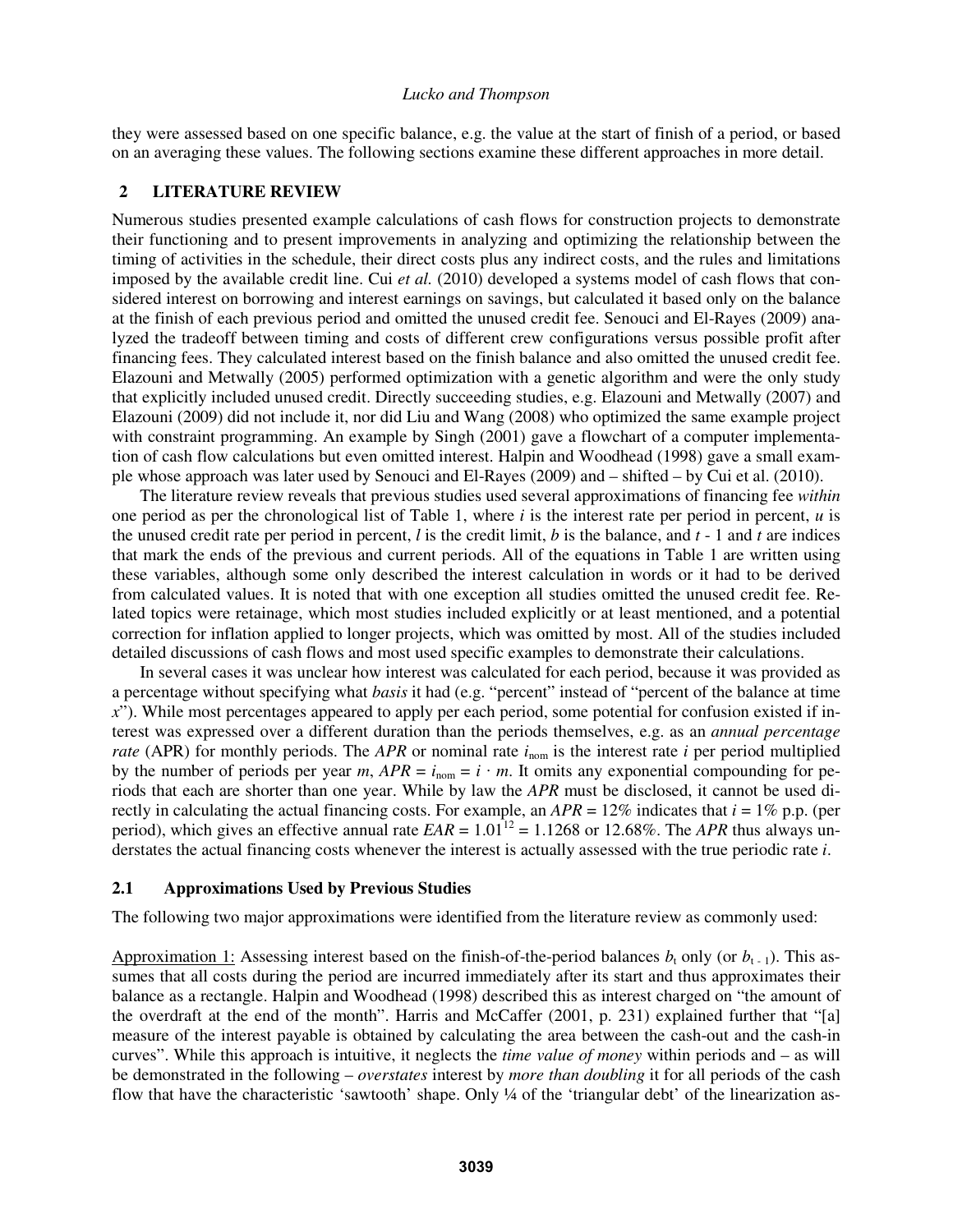they were assessed based on one specific balance, e.g. the value at the start of finish of a period, or based on an averaging these values. The following sections examine these different approaches in more detail.

## 2 LITERATURE REVIEW

Numerous studies presented example calculations of cash flows for construction projects to demonstrate their functioning and to present improvements in analyzing and optimizing the relationship between the timing of activities in the schedule, their direct costs plus any indirect costs, and the rules and limitations imposed by the available credit line. Cui *et al.* (2010) developed a systems model of cash flows that considered interest on borrowing and interest earnings on savings, but calculated it based only on the balance at the finish of each previous period and omitted the unused credit fee. Senouci and El-Rayes (2009) analyzed the tradeoff between timing and costs of different crew configurations versus possible profit after financing fees. They calculated interest based on the finish balance and also omitted the unused credit fee. Elazouni and Metwally (2005) performed optimization with a genetic algorithm and were the only study that explicitly included unused credit. Directly succeeding studies, e.g. Elazouni and Metwally (2007) and Elazouni (2009) did not include it, nor did Liu and Wang (2008) who optimized the same example project with constraint programming. An example by Singh (2001) gave a flowchart of a computer implementation of cash flow calculations but even omitted interest. Halpin and Woodhead (1998) gave a small example whose approach was later used by Senouci and El-Rayes (2009) and – shifted – by Cui et al. (2010).

The literature review reveals that previous studies used several approximations of financing fee *within* one period as per the chronological list of Table 1, where $i$ is the interest rate per period in percent, $u$ is the unused credit rate per period in percent, $l$ is the credit limit, $b$ is the balance, and $t$ - 1 and $t$ are indices that mark the ends of the previous and current periods. All of the equations in Table 1 are written using these variables, although some only described the interest calculation in words or it had to be derived from calculated values. It is noted that with one exception all studies omitted the unused credit fee. Related topics were retainage, which most studies included explicitly or at least mentioned, and a potential correction for inflation applied to longer projects, which was omitted by most. All of the studies included detailed discussions of cash flows and most used specific examples to demonstrate their calculations.

In several cases it was unclear how interest was calculated for each period, because it was provided as a percentage without specifying what *basis* it had (e.g. "percent" instead of "percent of the balance at time $x$"). While most percentages appeared to apply per each period, some potential for confusion existed if interest was expressed over a different duration than the periods themselves, e.g. as an *annual percentage rate* (APR) for monthly periods. The *APR* or nominal rate $i_{nom}$ is the interest rate $i$ per period multiplied by the number of periods per year $m$, $APR = i_{nom} = i \cdot m$. It omits any exponential compounding for periods that each are shorter than one year. While by law the *APR* must be disclosed, it cannot be used directly in calculating the actual financing costs. For example, an $APR = 12\%$ indicates that $i = 1\%$ p.p. (per period), which gives an effective annual rate $EAR = 1.01^{12} = 1.1268$ or 12.68%. The *APR* thus always understates the actual financing costs whenever the interest is actually assessed with the true periodic rate $i$.

### 2.1 Approximations Used by Previous Studies

The following two major approximations were identified from the literature review as commonly used:

Approximation 1: Assessing interest based on the finish-of-the-period balances $b_t$ only (or $b_{t-1}$). This assumes that all costs during the period are incurred immediately after its start and thus approximates their balance as a rectangle. Halpin and Woodhead (1998) described this as interest charged on "the amount of the overdraft at the end of the month". Harris and McCaffer (2001, p. 231) explained further that "[a] measure of the interest payable is obtained by calculating the area between the cash-out and the cash-in curves". While this approach is intuitive, it neglects the *time value of money* within periods and – as will be demonstrated in the following – *overstates* interest by *more than doubling* it for all periods of the cash flow that have the characteristic 'sawtooth' shape. Only ¼ of the 'triangular debt' of the linearization as-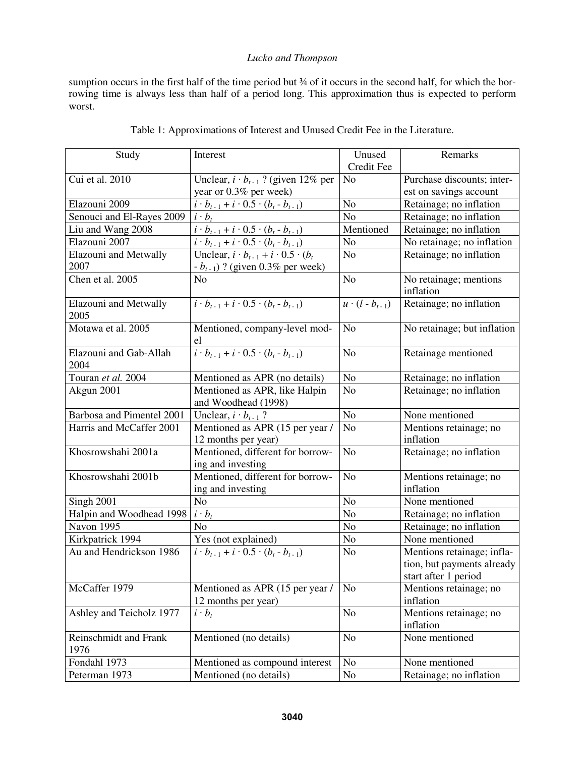sumption occurs in the first half of the time period but ¾ of it occurs in the second half, for which the borrowing time is always less than half of a period long. This approximation thus is expected to perform worst.

Table 1: Approximations of Interest and Unused Credit Fee in the Literature.

| Study | Interest | Unused Credit Fee | Remarks |
|---|---|---|---|
| Cui et al. 2010 | Unclear, $i \cdot b_{t-1}$ ? (given 12% per year or 0.3% per week) | No | Purchase discounts; interest on savings account |
| Elazouni 2009 | $i \cdot b_{t-1} + i \cdot 0.5 \cdot (b_t - b_{t-1})$ | No | Retainage; no inflation |
| Senouci and El-Rayes 2009 | $i \cdot b_t$ | No | Retainage; no inflation |
| Liu and Wang 2008 | $i \cdot b_{t-1} + i \cdot 0.5 \cdot (b_t - b_{t-1})$ | Mentioned | Retainage; no inflation |
| Elazouni 2007 | $i \cdot b_{t-1} + i \cdot 0.5 \cdot (b_t - b_{t-1})$ | No | No retainage; no inflation |
| Elazouni and Metwally 2007 | Unclear, $i \cdot b_{t-1} + i \cdot 0.5 \cdot (b_t - b_{t-1})$ ? (given 0.3% per week) | No | Retainage; no inflation |
| Chen et al. 2005 | No | No | No retainage; mentions inflation |
| Elazouni and Metwally 2005 | $i \cdot b_{t-1} + i \cdot 0.5 \cdot (b_t - b_{t-1})$ | $u \cdot (l - b_{t-1})$ | Retainage; no inflation |
| Motawa et al. 2005 | Mentioned, company-level model | No | No retainage; but inflation |
| Elazouni and Gab-Allah 2004 | $i \cdot b_{t-1} + i \cdot 0.5 \cdot (b_t - b_{t-1})$ | No | Retainage mentioned |
| Touran *et al.* 2004 | Mentioned as APR (no details) | No | Retainage; no inflation |
| Akgun 2001 | Mentioned as APR, like Halpin and Woodhead (1998) | No | Retainage; no inflation |
| Barbosa and Pimentel 2001 | Unclear, $i \cdot b_{t-1}$ ? | No | None mentioned |
| Harris and McCaffer 2001 | Mentioned as APR (15 per year / 12 months per year) | No | Mentions retainage; no inflation |
| Khosrowshahi 2001a | Mentioned, different for borrowing and investing | No | Retainage; no inflation |
| Khosrowshahi 2001b | Mentioned, different for borrowing and investing | No | Mentions retainage; no inflation |
| Singh 2001 | No | No | None mentioned |
| Halpin and Woodhead 1998 | $i \cdot b_t$ | No | Retainage; no inflation |
| Navon 1995 | No | No | Retainage; no inflation |
| Kirkpatrick 1994 | Yes (not explained) | No | None mentioned |
| Au and Hendrickson 1986 | $i \cdot b_{t-1} + i \cdot 0.5 \cdot (b_t - b_{t-1})$ | No | Mentions retainage; inflation, but payments already start after 1 period |
| McCaffer 1979 | Mentioned as APR (15 per year / 12 months per year) | No | Mentions retainage; no inflation |
| Ashley and Teicholz 1977 | $i \cdot b_t$ | No | Mentions retainage; no inflation |
| Reinschmidt and Frank 1976 | Mentioned (no details) | No | None mentioned |
| Fondahl 1973 | Mentioned as compound interest | No | None mentioned |
| Peterman 1973 | Mentioned (no details) | No | Retainage; no inflation |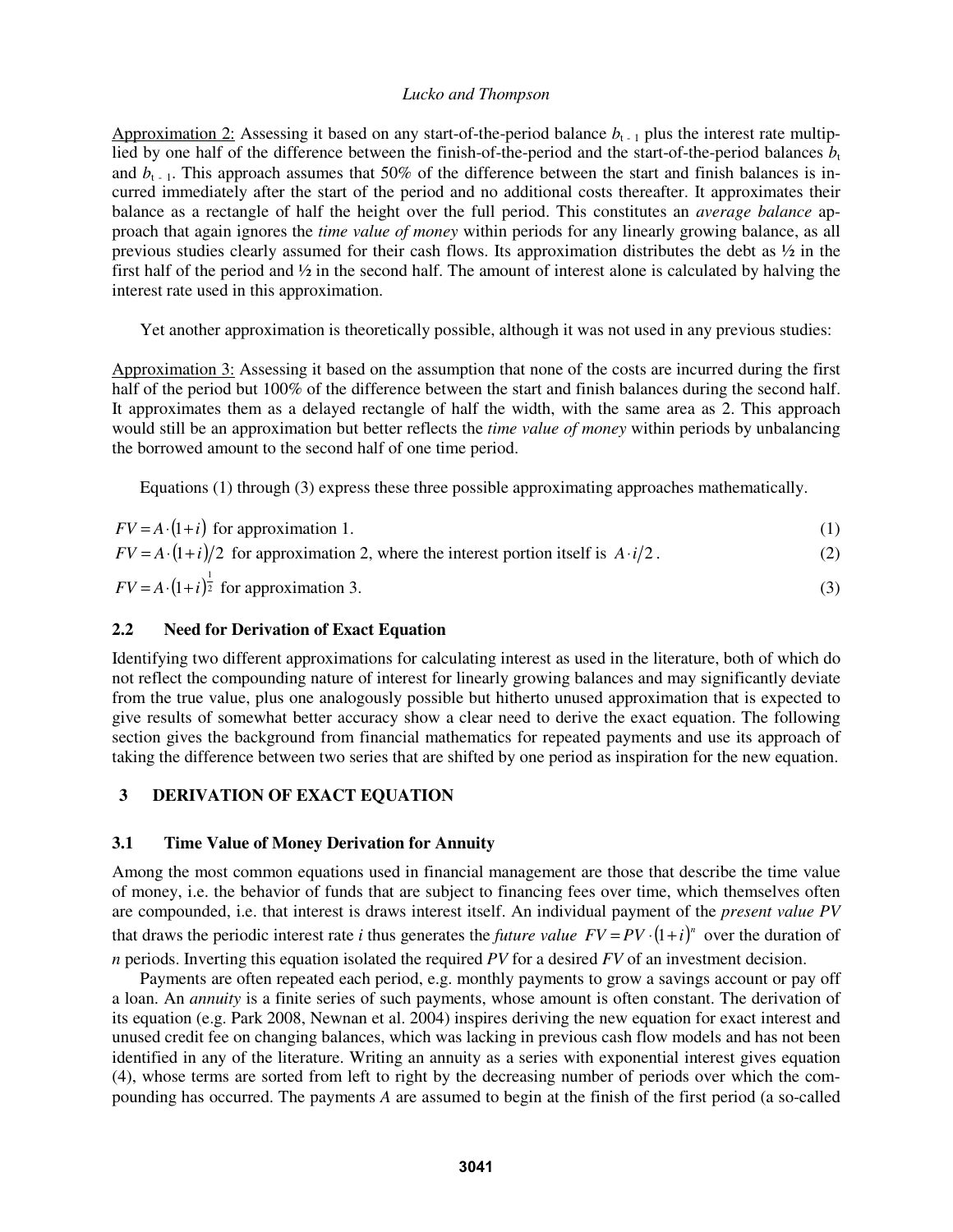Approximation 2: Assessing it based on any start-of-the-period balance $b_{t-1}$ plus the interest rate multiplied by one half of the difference between the finish-of-the-period and the start-of-the-period balances $b_t$ and $b_{t-1}$. This approach assumes that 50% of the difference between the start and finish balances is incurred immediately after the start of the period and no additional costs thereafter. It approximates their balance as a rectangle of half the height over the full period. This constitutes an *average balance* approach that again ignores the *time value of money* within periods for any linearly growing balance, as all previous studies clearly assumed for their cash flows. Its approximation distributes the debt as ½ in the first half of the period and ½ in the second half. The amount of interest alone is calculated by halving the interest rate used in this approximation.

Yet another approximation is theoretically possible, although it was not used in any previous studies:

Approximation 3: Assessing it based on the assumption that none of the costs are incurred during the first half of the period but 100% of the difference between the start and finish balances during the second half. It approximates them as a delayed rectangle of half the width, with the same area as 2. This approach would still be an approximation but better reflects the *time value of money* within periods by unbalancing the borrowed amount to the second half of one time period.

Equations (1) through (3) express these three possible approximating approaches mathematically.

$$FV = A \cdot (1+i) \text{ for approximation 1.} \tag{1}$$

$$FV = A \cdot (1+i)/2 \text{ for approximation 2, where the interest portion itself is } A \cdot i/2\text{.} \tag{2}$$

$$FV = A \cdot (1+i)^{\frac{1}{2}} \text{ for approximation 3.} \tag{3}$$

### 2.2 Need for Derivation of Exact Equation

Identifying two different approximations for calculating interest as used in the literature, both of which do not reflect the compounding nature of interest for linearly growing balances and may significantly deviate from the true value, plus one analogously possible but hitherto unused approximation that is expected to give results of somewhat better accuracy show a clear need to derive the exact equation. The following section gives the background from financial mathematics for repeated payments and use its approach of taking the difference between two series that are shifted by one period as inspiration for the new equation.

## 3 DERIVATION OF EXACT EQUATION

### 3.1 Time Value of Money Derivation for Annuity

Among the most common equations used in financial management are those that describe the time value of money, i.e. the behavior of funds that are subject to financing fees over time, which themselves often are compounded, i.e. that interest is draws interest itself. An individual payment of the *present value PV* that draws the periodic interest rate $i$ thus generates the *future value* $FV = PV \cdot (1+i)^n$ over the duration of $n$ periods. Inverting this equation isolated the required $PV$ for a desired $FV$ of an investment decision.

Payments are often repeated each period, e.g. monthly payments to grow a savings account or pay off a loan. An *annuity* is a finite series of such payments, whose amount is often constant. The derivation of its equation (e.g. Park 2008, Newnan et al. 2004) inspires deriving the new equation for exact interest and unused credit fee on changing balances, which was lacking in previous cash flow models and has not been identified in any of the literature. Writing an annuity as a series with exponential interest gives equation (4), whose terms are sorted from left to right by the decreasing number of periods over which the compounding has occurred. The payments $A$ are assumed to begin at the finish of the first period (a so-called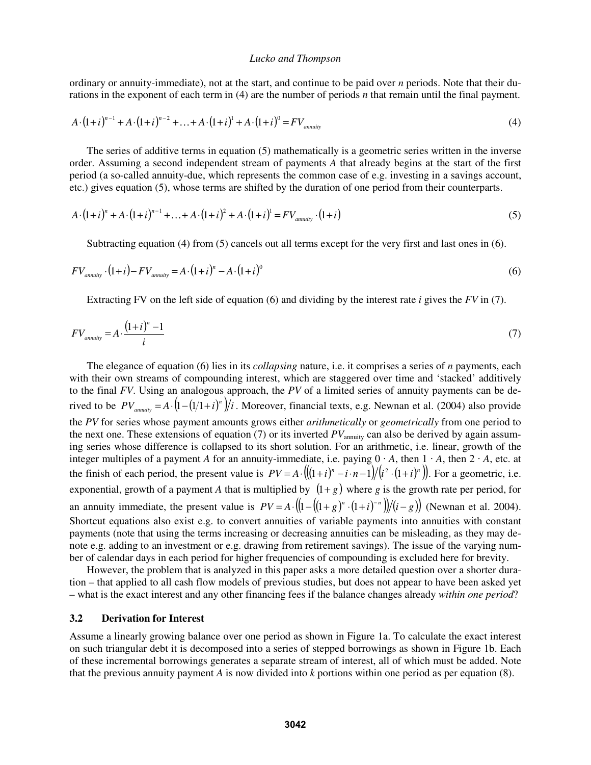ordinary or annuity-immediate), not at the start, and continue to be paid over *n* periods. Note that their durations in the exponent of each term in (4) are the number of periods *n* that remain until the final payment.

$$A \cdot (1+i)^{n-1} + A \cdot (1+i)^{n-2} + \ldots + A \cdot (1+i)^{1} + A \cdot (1+i)^{0} = FV_{annuity} \tag{4}$$

The series of additive terms in equation (5) mathematically is a geometric series written in the inverse order. Assuming a second independent stream of payments *A* that already begins at the start of the first period (a so-called annuity-due, which represents the common case of e.g. investing in a savings account, etc.) gives equation (5), whose terms are shifted by the duration of one period from their counterparts.

$$A \cdot (1+i)^{n} + A \cdot (1+i)^{n-1} + \ldots + A \cdot (1+i)^{2} + A \cdot (1+i)^{1} = FV_{annuity} \cdot (1+i) \tag{5}$$

Subtracting equation (4) from (5) cancels out all terms except for the very first and last ones in (6).

$$FV_{annuity} \cdot (1+i) - FV_{annuity} = A \cdot (1+i)^{n} - A \cdot (1+i)^{0} \tag{6}$$

Extracting FV on the left side of equation (6) and dividing by the interest rate *i* gives the *FV* in (7).

$$FV_{annuity} = A \cdot \frac{(1+i)^{n} - 1}{i} \tag{7}$$

The elegance of equation (6) lies in its *collapsing* nature, i.e. it comprises a series of *n* payments, each with their own streams of compounding interest, which are staggered over time and 'stacked' additively to the final *FV*. Using an analogous approach, the *PV* of a limited series of annuity payments can be derived to be $PV_{annuity} = A \cdot \left(1 - (1/1+i)^{n}\right)/i$. Moreover, financial texts, e.g. Newnan et al. (2004) also provide the *PV* for series whose payment amounts grows either *arithmetically* or *geometrically* from one period to the next one. These extensions of equation (7) or its inverted $PV_{\text{annuity}}$ can also be derived by again assuming series whose difference is collapsed to its short solution. For an arithmetic, i.e. linear, growth of the integer multiples of a payment *A* for an annuity-immediate, i.e. paying $0 \cdot A$, then $1 \cdot A$, then $2 \cdot A$, etc. at the finish of each period, the present value is $PV = A \cdot \left(\left((1+i)^{n} - i \cdot n - 1\right) / \left(i^{2} \cdot (1+i)^{n}\right)\right)$. For a geometric, i.e. exponential, growth of a payment *A* that is multiplied by $(1+g)$ where *g* is the growth rate per period, for an annuity immediate, the present value is $PV = A \cdot \left(\left(1 - \left((1+g)^{n} \cdot (1+i)^{-n}\right)\right) / (i-g)\right)$ (Newnan et al. 2004). Shortcut equations also exist e.g. to convert annuities of variable payments into annuities with constant payments (note that using the terms increasing or decreasing annuities can be misleading, as they may denote e.g. adding to an investment or e.g. drawing from retirement savings). The issue of the varying number of calendar days in each period for higher frequencies of compounding is excluded here for brevity.

However, the problem that is analyzed in this paper asks a more detailed question over a shorter duration – that applied to all cash flow models of previous studies, but does not appear to have been asked yet – what is the exact interest and any other financing fees if the balance changes already *within one period*?

### 3.2 Derivation for Interest

Assume a linearly growing balance over one period as shown in Figure 1a. To calculate the exact interest on such triangular debt it is decomposed into a series of stepped borrowings as shown in Figure 1b. Each of these incremental borrowings generates a separate stream of interest, all of which must be added. Note that the previous annuity payment *A* is now divided into *k* portions within one period as per equation (8).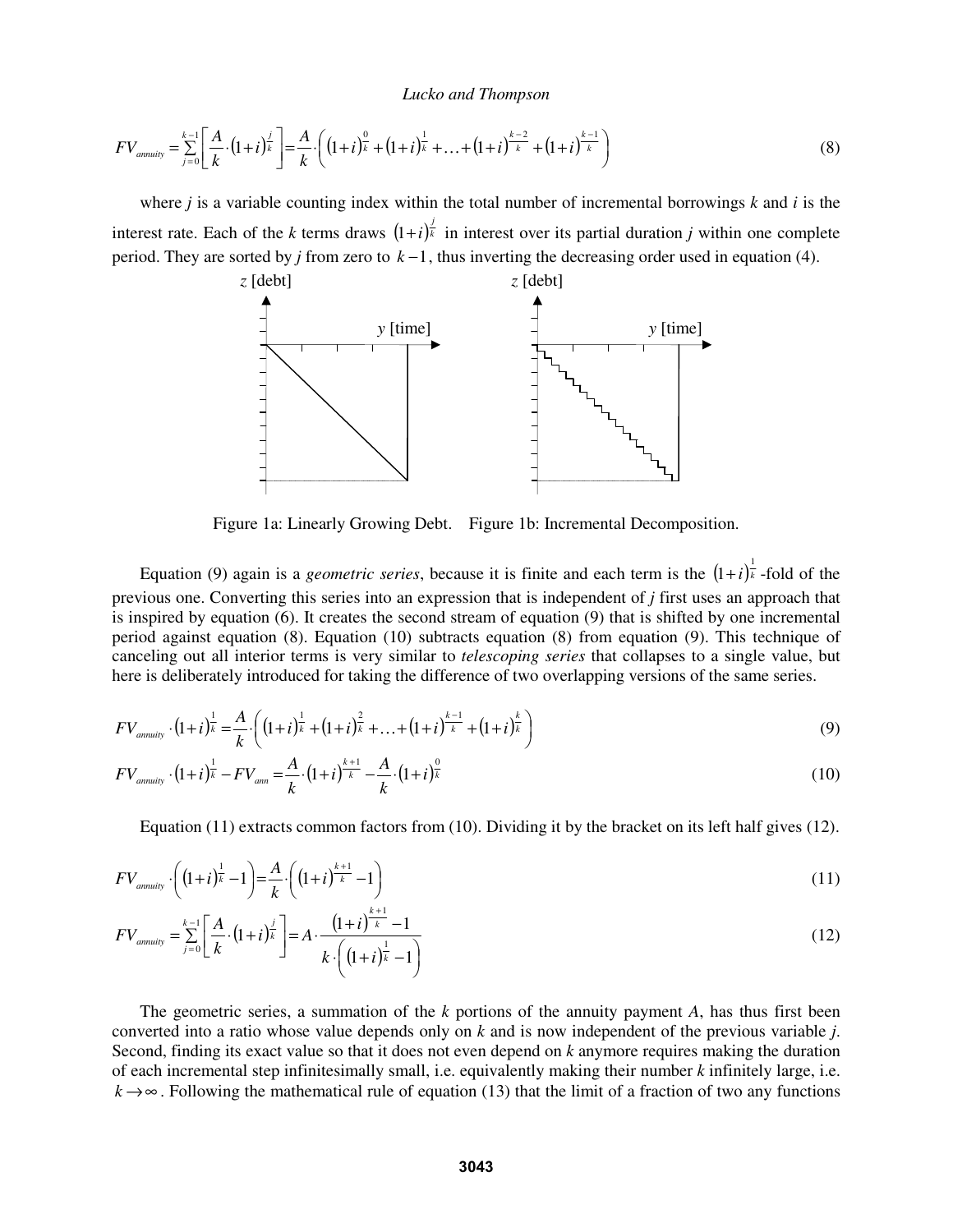$$FV_{annuity} = \sum_{j=0}^{k-1} \left[ \frac{A}{k} \cdot (1+i)^{\frac{j}{k}} \right] = \frac{A}{k} \cdot \left( (1+i)^{\frac{0}{k}} + (1+i)^{\frac{1}{k}} + \ldots + (1+i)^{\frac{k-2}{k}} + (1+i)^{\frac{k-1}{k}} \right) \tag{8}$$

where *j* is a variable counting index within the total number of incremental borrowings *k* and *i* is the interest rate. Each of the *k* terms draws $(1+i)^{\frac{j}{k}}$ in interest over its partial duration *j* within one complete period. They are sorted by *j* from zero to $k-1$, thus inverting the decreasing order used in equation (4).

Figure 1a: Linearly Growing Debt. Figure 1b: Incremental Decomposition.

Equation (9) again is a *geometric series*, because it is finite and each term is the $(1+i)^{\frac{1}{k}}$ -fold of the previous one. Converting this series into an expression that is independent of *j* first uses an approach that is inspired by equation (6). It creates the second stream of equation (9) that is shifted by one incremental period against equation (8). Equation (10) subtracts equation (8) from equation (9). This technique of canceling out all interior terms is very similar to *telescoping series* that collapses to a single value, but here is deliberately introduced for taking the difference of two overlapping versions of the same series.

$$FV_{annuity} \cdot (1+i)^{\frac{1}{k}} = \frac{A}{k} \cdot \left( (1+i)^{\frac{1}{k}} + (1+i)^{\frac{2}{k}} + \ldots + (1+i)^{\frac{k-1}{k}} + (1+i)^{\frac{k}{k}} \right) \tag{9}$$

$$FV_{annuity} \cdot (1+i)^{\frac{1}{k}} - FV_{ann} = \frac{A}{k} \cdot (1+i)^{\frac{k+1}{k}} - \frac{A}{k} \cdot (1+i)^{\frac{0}{k}} \tag{10}$$

Equation (11) extracts common factors from (10). Dividing it by the bracket on its left half gives (12).

$$FV_{annuity} \cdot \left( (1+i)^{\frac{1}{k}} - 1 \right) = \frac{A}{k} \cdot \left( (1+i)^{\frac{k+1}{k}} - 1 \right) \tag{11}$$

$$FV_{annuity} = \sum_{j=0}^{k-1} \left[ \frac{A}{k} \cdot (1+i)^{\frac{j}{k}} \right] = A \cdot \frac{(1+i)^{\frac{k+1}{k}} - 1}{k \cdot \left( (1+i)^{\frac{1}{k}} - 1 \right)} \tag{12}$$

The geometric series, a summation of the *k* portions of the annuity payment *A*, has thus first been converted into a ratio whose value depends only on *k* and is now independent of the previous variable *j*. Second, finding its exact value so that it does not even depend on *k* anymore requires making the duration of each incremental step infinitesimally small, i.e. equivalently making their number *k* infinitely large, i.e. $k \to \infty$. Following the mathematical rule of equation (13) that the limit of a fraction of two any functions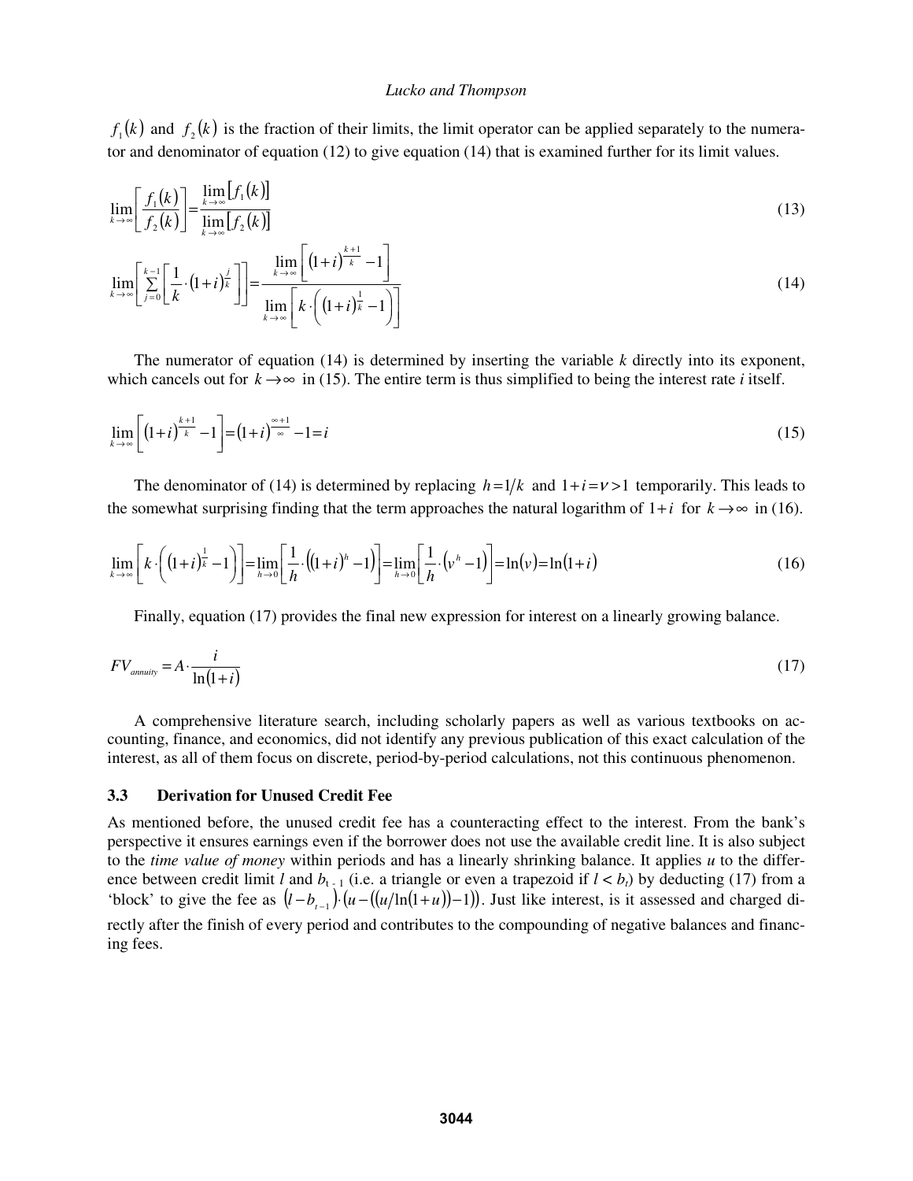$f_1(k)$ and $f_2(k)$ is the fraction of their limits, the limit operator can be applied separately to the numerator and denominator of equation (12) to give equation (14) that is examined further for its limit values.

$$\lim_{k\to\infty}\left[\frac{f_1(k)}{f_2(k)}\right]=\frac{\lim_{k\to\infty}\left[f_1(k)\right]}{\lim_{k\to\infty}\left[f_2(k)\right]} \tag{13}$$

$$\lim_{k\to\infty}\left[\sum_{j=0}^{k-1}\left[\frac{1}{k}\cdot(1+i)^{\frac{j}{k}}\right]\right]=\frac{\lim_{k\to\infty}\left[(1+i)^{\frac{k+1}{k}}-1\right]}{\lim_{k\to\infty}\left[k\cdot\left((1+i)^{\frac{1}{k}}-1\right)\right]} \tag{14}$$

The numerator of equation (14) is determined by inserting the variable $k$ directly into its exponent, which cancels out for $k\to\infty$ in (15). The entire term is thus simplified to being the interest rate $i$ itself.

$$\lim_{k\to\infty}\left[(1+i)^{\frac{k+1}{k}}-1\right]=(1+i)^{\frac{\infty+1}{\infty}}-1=i \tag{15}$$

The denominator of (14) is determined by replacing $h=1/k$ and $1+i=v>1$ temporarily. This leads to the somewhat surprising finding that the term approaches the natural logarithm of $1+i$ for $k\to\infty$ in (16).

$$\lim_{k\to\infty}\left[k\cdot\left((1+i)^{\frac{1}{k}}-1\right)\right]=\lim_{h\to 0}\left[\frac{1}{h}\cdot\left((1+i)^{h}-1\right)\right]=\lim_{h\to 0}\left[\frac{1}{h}\cdot\left(v^{h}-1\right)\right]=\ln(v)=\ln(1+i) \tag{16}$$

Finally, equation (17) provides the final new expression for interest on a linearly growing balance.

$$FV_{annuity}=A\cdot\frac{i}{\ln(1+i)} \tag{17}$$

A comprehensive literature search, including scholarly papers as well as various textbooks on accounting, finance, and economics, did not identify any previous publication of this exact calculation of the interest, as all of them focus on discrete, period-by-period calculations, not this continuous phenomenon.

### 3.3 Derivation for Unused Credit Fee

As mentioned before, the unused credit fee has a counteracting effect to the interest. From the bank's perspective it ensures earnings even if the borrower does not use the available credit line. It is also subject to the *time value of money* within periods and has a linearly shrinking balance. It applies $u$ to the difference between credit limit $l$ and $b_{t-1}$ (i.e. a triangle or even a trapezoid if $l < b_t$) by deducting (17) from a 'block' to give the fee as $(l-b_{t-1})\cdot(u-((u/\ln(1+u))-1))$. Just like interest, is it assessed and charged directly after the finish of every period and contributes to the compounding of negative balances and financing fees.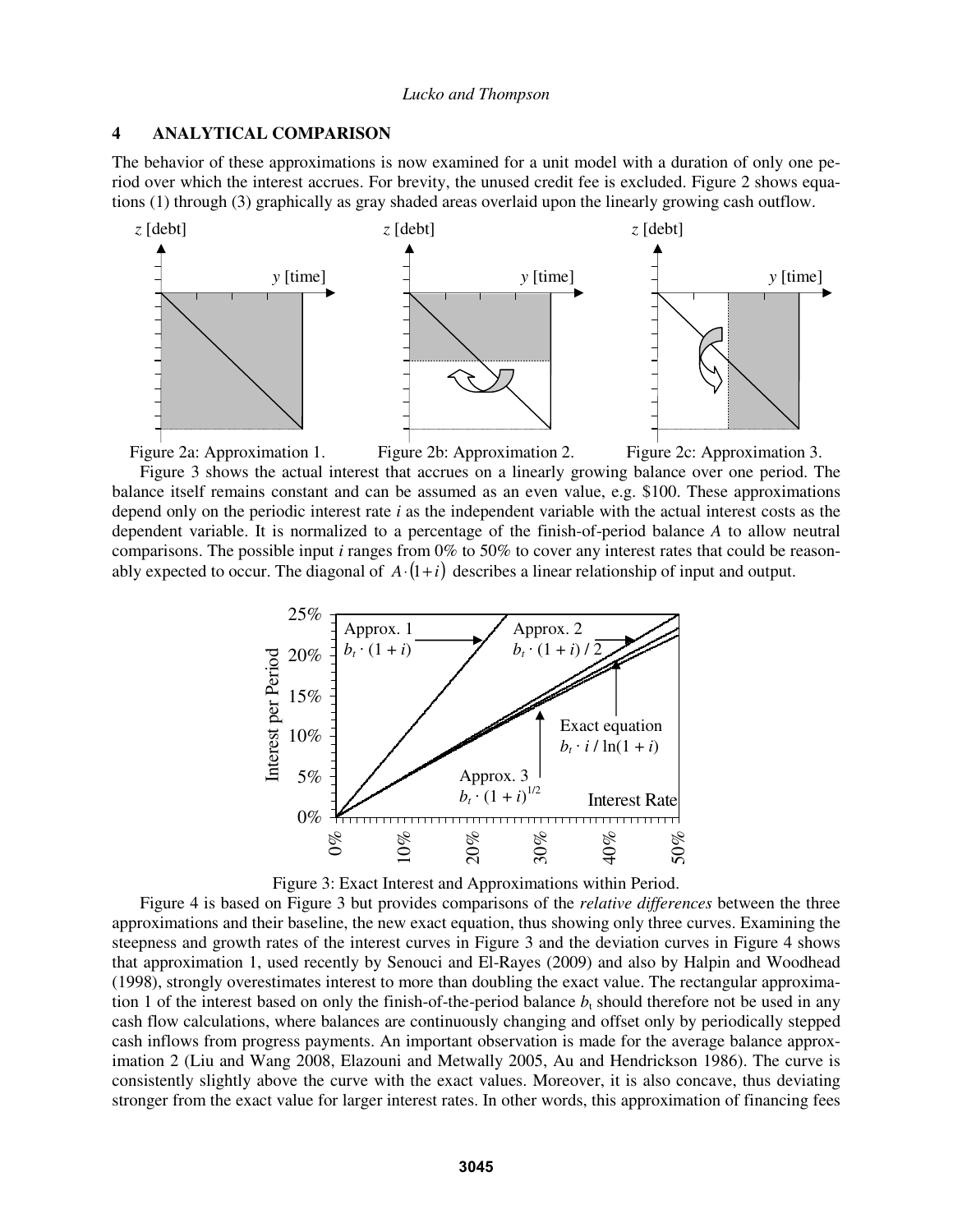## 4 ANALYTICAL COMPARISON

The behavior of these approximations is now examined for a unit model with a duration of only one period over which the interest accrues. For brevity, the unused credit fee is excluded. Figure 2 shows equations (1) through (3) graphically as gray shaded areas overlaid upon the linearly growing cash outflow.

Figure 2a: Approximation 1. Figure 2b: Approximation 2. Figure 2c: Approximation 3.

Figure 3 shows the actual interest that accrues on a linearly growing balance over one period. The balance itself remains constant and can be assumed as an even value, e.g. \$100. These approximations depend only on the periodic interest rate $i$ as the independent variable with the actual interest costs as the dependent variable. It is normalized to a percentage of the finish-of-period balance $A$ to allow neutral comparisons. The possible input $i$ ranges from 0% to 50% to cover any interest rates that could be reasonably expected to occur. The diagonal of $A \cdot (1+i)$ describes a linear relationship of input and output.

Figure 3: Exact Interest and Approximations within Period.

Figure 4 is based on Figure 3 but provides comparisons of the *relative differences* between the three approximations and their baseline, the new exact equation, thus showing only three curves. Examining the steepness and growth rates of the interest curves in Figure 3 and the deviation curves in Figure 4 shows that approximation 1, used recently by Senouci and El-Rayes (2009) and also by Halpin and Woodhead (1998), strongly overestimates interest to more than doubling the exact value. The rectangular approximation 1 of the interest based on only the finish-of-the-period balance $b_t$ should therefore not be used in any cash flow calculations, where balances are continuously changing and offset only by periodically stepped cash inflows from progress payments. An important observation is made for the average balance approximation 2 (Liu and Wang 2008, Elazouni and Metwally 2005, Au and Hendrickson 1986). The curve is consistently slightly above the curve with the exact values. Moreover, it is also concave, thus deviating stronger from the exact value for larger interest rates. In other words, this approximation of financing fees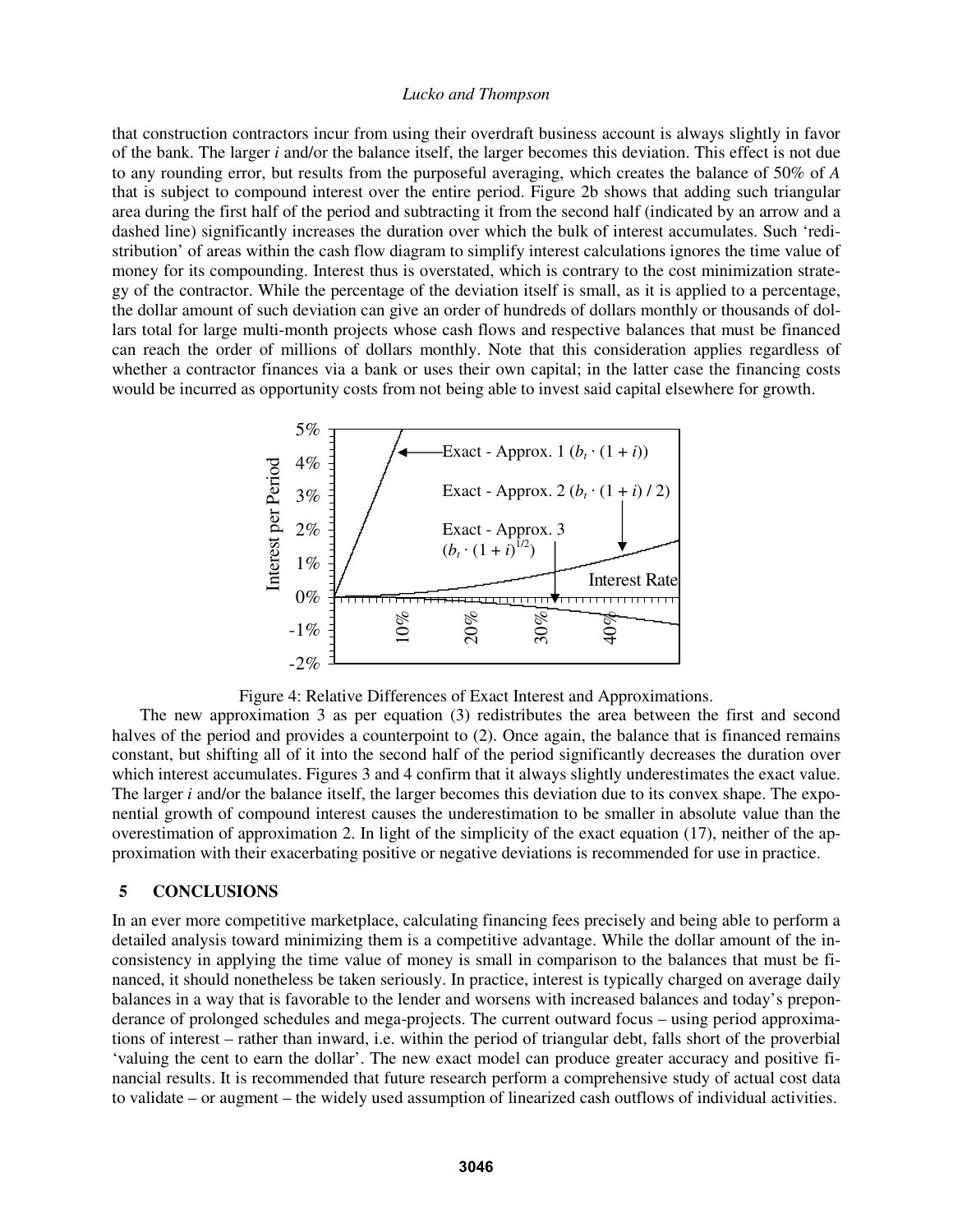that construction contractors incur from using their overdraft business account is always slightly in favor of the bank. The larger $i$ and/or the balance itself, the larger becomes this deviation. This effect is not due to any rounding error, but results from the purposeful averaging, which creates the balance of 50% of $A$ that is subject to compound interest over the entire period. Figure 2b shows that adding such triangular area during the first half of the period and subtracting it from the second half (indicated by an arrow and a dashed line) significantly increases the duration over which the bulk of interest accumulates. Such 'redistribution' of areas within the cash flow diagram to simplify interest calculations ignores the time value of money for its compounding. Interest thus is overstated, which is contrary to the cost minimization strategy of the contractor. While the percentage of the deviation itself is small, as it is applied to a percentage, the dollar amount of such deviation can give an order of hundreds of dollars monthly or thousands of dollars total for large multi-month projects whose cash flows and respective balances that must be financed can reach the order of millions of dollars monthly. Note that this consideration applies regardless of whether a contractor finances via a bank or uses their own capital; in the latter case the financing costs would be incurred as opportunity costs from not being able to invest said capital elsewhere for growth.

Figure 4: Relative Differences of Exact Interest and Approximations.

The new approximation 3 as per equation (3) redistributes the area between the first and second halves of the period and provides a counterpoint to (2). Once again, the balance that is financed remains constant, but shifting all of it into the second half of the period significantly decreases the duration over which interest accumulates. Figures 3 and 4 confirm that it always slightly underestimates the exact value. The larger $i$ and/or the balance itself, the larger becomes this deviation due to its convex shape. The exponential growth of compound interest causes the underestimation to be smaller in absolute value than the overestimation of approximation 2. In light of the simplicity of the exact equation (17), neither of the approximation with their exacerbating positive or negative deviations is recommended for use in practice.

## 5 CONCLUSIONS

In an ever more competitive marketplace, calculating financing fees precisely and being able to perform a detailed analysis toward minimizing them is a competitive advantage. While the dollar amount of the inconsistency in applying the time value of money is small in comparison to the balances that must be financed, it should nonetheless be taken seriously. In practice, interest is typically charged on average daily balances in a way that is favorable to the lender and worsens with increased balances and today's preponderance of prolonged schedules and mega-projects. The current outward focus – using period approximations of interest – rather than inward, i.e. within the period of triangular debt, falls short of the proverbial 'valuing the cent to earn the dollar'. The new exact model can produce greater accuracy and positive financial results. It is recommended that future research perform a comprehensive study of actual cost data to validate – or augment – the widely used assumption of linearized cash outflows of individual activities.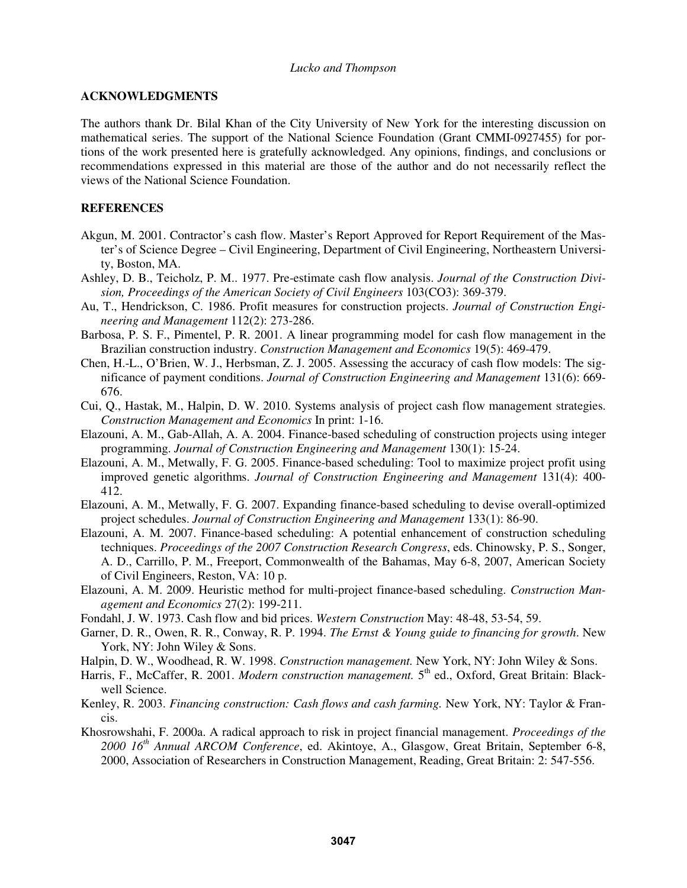## ACKNOWLEDGMENTS

The authors thank Dr. Bilal Khan of the City University of New York for the interesting discussion on mathematical series. The support of the National Science Foundation (Grant CMMI-0927455) for portions of the work presented here is gratefully acknowledged. Any opinions, findings, and conclusions or recommendations expressed in this material are those of the author and do not necessarily reflect the views of the National Science Foundation.

## REFERENCES

Akgun, M. 2001. Contractor's cash flow. Master's Report Approved for Report Requirement of the Master's of Science Degree – Civil Engineering, Department of Civil Engineering, Northeastern University, Boston, MA.

Ashley, D. B., Teicholz, P. M.. 1977. Pre-estimate cash flow analysis. *Journal of the Construction Division, Proceedings of the American Society of Civil Engineers* 103(CO3): 369-379.

Au, T., Hendrickson, C. 1986. Profit measures for construction projects. *Journal of Construction Engineering and Management* 112(2): 273-286.

Barbosa, P. S. F., Pimentel, P. R. 2001. A linear programming model for cash flow management in the Brazilian construction industry. *Construction Management and Economics* 19(5): 469-479.

Chen, H.-L., O'Brien, W. J., Herbsman, Z. J. 2005. Assessing the accuracy of cash flow models: The significance of payment conditions. *Journal of Construction Engineering and Management* 131(6): 669-676.

Cui, Q., Hastak, M., Halpin, D. W. 2010. Systems analysis of project cash flow management strategies. *Construction Management and Economics* In print: 1-16.

Elazouni, A. M., Gab-Allah, A. A. 2004. Finance-based scheduling of construction projects using integer programming. *Journal of Construction Engineering and Management* 130(1): 15-24.

Elazouni, A. M., Metwally, F. G. 2005. Finance-based scheduling: Tool to maximize project profit using improved genetic algorithms. *Journal of Construction Engineering and Management* 131(4): 400-412.

Elazouni, A. M., Metwally, F. G. 2007. Expanding finance-based scheduling to devise overall-optimized project schedules. *Journal of Construction Engineering and Management* 133(1): 86-90.

Elazouni, A. M. 2007. Finance-based scheduling: A potential enhancement of construction scheduling techniques. *Proceedings of the 2007 Construction Research Congress*, eds. Chinowsky, P. S., Songer, A. D., Carrillo, P. M., Freeport, Commonwealth of the Bahamas, May 6-8, 2007, American Society of Civil Engineers, Reston, VA: 10 p.

Elazouni, A. M. 2009. Heuristic method for multi-project finance-based scheduling. *Construction Management and Economics* 27(2): 199-211.

Fondahl, J. W. 1973. Cash flow and bid prices. *Western Construction* May: 48-48, 53-54, 59.

Garner, D. R., Owen, R. R., Conway, R. P. 1994. *The Ernst & Young guide to financing for growth*. New York, NY: John Wiley & Sons.

Halpin, D. W., Woodhead, R. W. 1998. *Construction management.* New York, NY: John Wiley & Sons.

Harris, F., McCaffer, R. 2001. *Modern construction management.* 5th ed., Oxford, Great Britain: Blackwell Science.

Kenley, R. 2003. *Financing construction: Cash flows and cash farming.* New York, NY: Taylor & Francis.

Khosrowshahi, F. 2000a. A radical approach to risk in project financial management. *Proceedings of the 2000 16th Annual ARCOM Conference*, ed. Akintoye, A., Glasgow, Great Britain, September 6-8, 2000, Association of Researchers in Construction Management, Reading, Great Britain: 2: 547-556.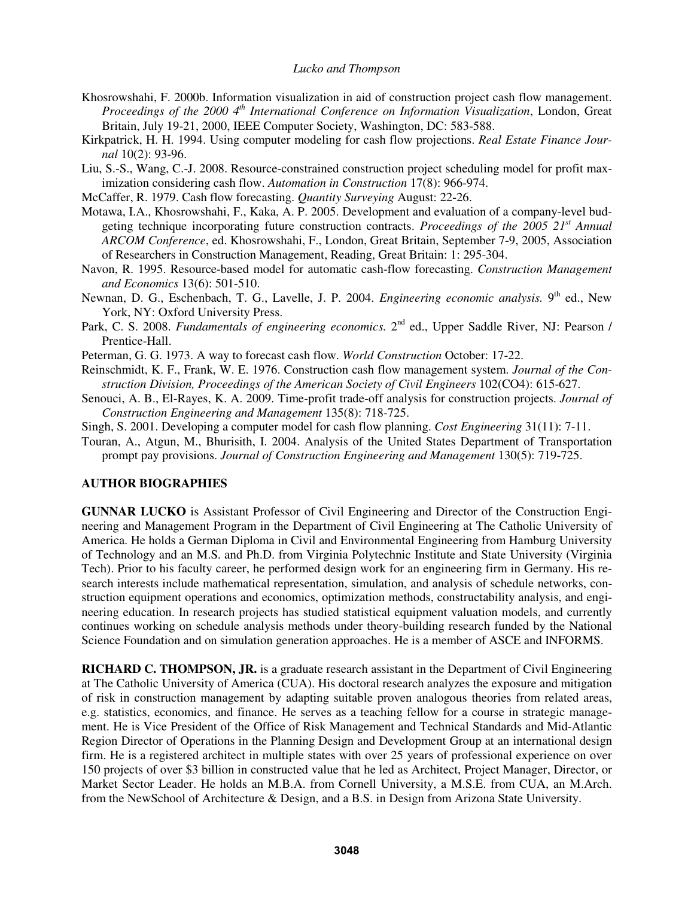Khosrowshahi, F. 2000b. Information visualization in aid of construction project cash flow management. *Proceedings of the 2000 4th International Conference on Information Visualization*, London, Great Britain, July 19-21, 2000, IEEE Computer Society, Washington, DC: 583-588.

Kirkpatrick, H. H. 1994. Using computer modeling for cash flow projections. *Real Estate Finance Journal* 10(2): 93-96.

Liu, S.-S., Wang, C.-J. 2008. Resource-constrained construction project scheduling model for profit maximization considering cash flow. *Automation in Construction* 17(8): 966-974.

McCaffer, R. 1979. Cash flow forecasting. *Quantity Surveying* August: 22-26.

Motawa, I.A., Khosrowshahi, F., Kaka, A. P. 2005. Development and evaluation of a company-level budgeting technique incorporating future construction contracts. *Proceedings of the 2005 21st Annual ARCOM Conference*, ed. Khosrowshahi, F., London, Great Britain, September 7-9, 2005, Association of Researchers in Construction Management, Reading, Great Britain: 1: 295-304.

Navon, R. 1995. Resource-based model for automatic cash-flow forecasting. *Construction Management and Economics* 13(6): 501-510.

Newnan, D. G., Eschenbach, T. G., Lavelle, J. P. 2004. *Engineering economic analysis.* 9th ed., New York, NY: Oxford University Press.

Park, C. S. 2008. *Fundamentals of engineering economics.* 2nd ed., Upper Saddle River, NJ: Pearson / Prentice-Hall.

Peterman, G. G. 1973. A way to forecast cash flow. *World Construction* October: 17-22.

Reinschmidt, K. F., Frank, W. E. 1976. Construction cash flow management system. *Journal of the Construction Division, Proceedings of the American Society of Civil Engineers* 102(CO4): 615-627.

Senouci, A. B., El-Rayes, K. A. 2009. Time-profit trade-off analysis for construction projects. *Journal of Construction Engineering and Management* 135(8): 718-725.

Singh, S. 2001. Developing a computer model for cash flow planning. *Cost Engineering* 31(11): 7-11.

Touran, A., Atgun, M., Bhurisith, I. 2004. Analysis of the United States Department of Transportation prompt pay provisions. *Journal of Construction Engineering and Management* 130(5): 719-725.

## AUTHOR BIOGRAPHIES

**GUNNAR LUCKO** is Assistant Professor of Civil Engineering and Director of the Construction Engineering and Management Program in the Department of Civil Engineering at The Catholic University of America. He holds a German Diploma in Civil and Environmental Engineering from Hamburg University of Technology and an M.S. and Ph.D. from Virginia Polytechnic Institute and State University (Virginia Tech). Prior to his faculty career, he performed design work for an engineering firm in Germany. His research interests include mathematical representation, simulation, and analysis of schedule networks, construction equipment operations and economics, optimization methods, constructability analysis, and engineering education. In research projects has studied statistical equipment valuation models, and currently continues working on schedule analysis methods under theory-building research funded by the National Science Foundation and on simulation generation approaches. He is a member of ASCE and INFORMS.

**RICHARD C. THOMPSON, JR.** is a graduate research assistant in the Department of Civil Engineering at The Catholic University of America (CUA). His doctoral research analyzes the exposure and mitigation of risk in construction management by adapting suitable proven analogous theories from related areas, e.g. statistics, economics, and finance. He serves as a teaching fellow for a course in strategic management. He is Vice President of the Office of Risk Management and Technical Standards and Mid-Atlantic Region Director of Operations in the Planning Design and Development Group at an international design firm. He is a registered architect in multiple states with over 25 years of professional experience on over 150 projects of over $3 billion in constructed value that he led as Architect, Project Manager, Director, or Market Sector Leader. He holds an M.B.A. from Cornell University, a M.S.E. from CUA, an M.Arch. from the NewSchool of Architecture & Design, and a B.S. in Design from Arizona State University.